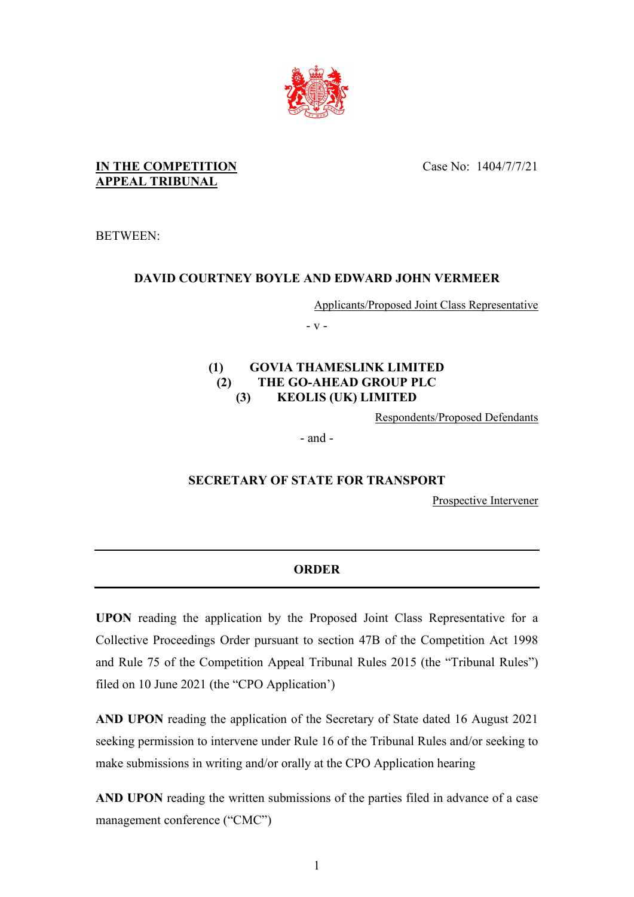**IN THE COMPETITION APPEAL TRIBUNAL**

Case No: 1404/7/7/21

BETWEEN:

**DAVID COURTNEY BOYLE AND EDWARD JOHN VERMEER**

Applicants/Proposed Joint Class Representative

\- v -

**(1) GOVIA THAMESLINK LIMITED**
**(2) THE GO-AHEAD GROUP PLC**
**(3) KEOLIS (UK) LIMITED**

Respondents/Proposed Defendants

\- and -

**SECRETARY OF STATE FOR TRANSPORT**

Prospective Intervener

---

## ORDER

---

**UPON** reading the application by the Proposed Joint Class Representative for a Collective Proceedings Order pursuant to section 47B of the Competition Act 1998 and Rule 75 of the Competition Appeal Tribunal Rules 2015 (the "Tribunal Rules") filed on 10 June 2021 (the "CPO Application')

**AND UPON** reading the application of the Secretary of State dated 16 August 2021 seeking permission to intervene under Rule 16 of the Tribunal Rules and/or seeking to make submissions in writing and/or orally at the CPO Application hearing

**AND UPON** reading the written submissions of the parties filed in advance of a case management conference ("CMC")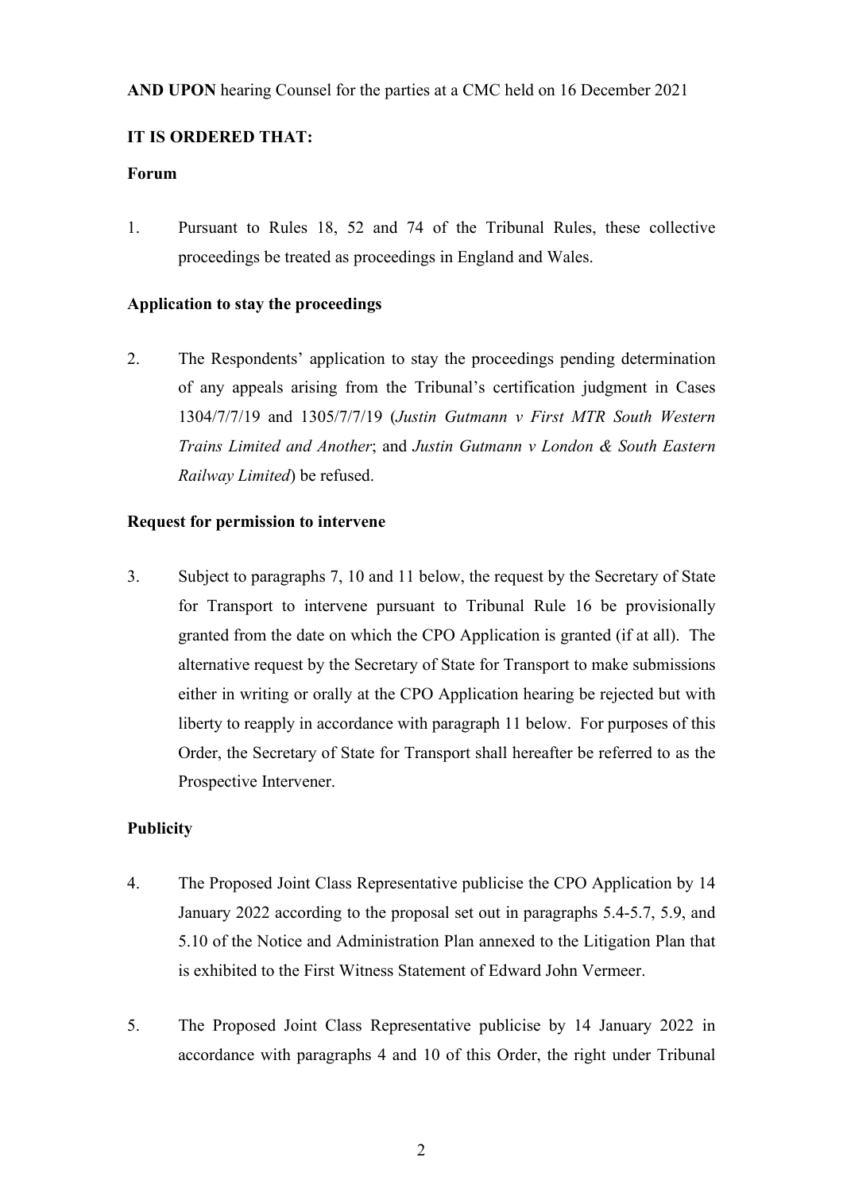**AND UPON** hearing Counsel for the parties at a CMC held on 16 December 2021

**IT IS ORDERED THAT:**

**Forum**

1. Pursuant to Rules 18, 52 and 74 of the Tribunal Rules, these collective proceedings be treated as proceedings in England and Wales.

**Application to stay the proceedings**

2. The Respondents' application to stay the proceedings pending determination of any appeals arising from the Tribunal's certification judgment in Cases 1304/7/7/19 and 1305/7/7/19 (*Justin Gutmann v First MTR South Western Trains Limited and Another*; and *Justin Gutmann v London & South Eastern Railway Limited*) be refused.

**Request for permission to intervene**

3. Subject to paragraphs 7, 10 and 11 below, the request by the Secretary of State for Transport to intervene pursuant to Tribunal Rule 16 be provisionally granted from the date on which the CPO Application is granted (if at all). The alternative request by the Secretary of State for Transport to make submissions either in writing or orally at the CPO Application hearing be rejected but with liberty to reapply in accordance with paragraph 11 below. For purposes of this Order, the Secretary of State for Transport shall hereafter be referred to as the Prospective Intervener.

**Publicity**

4. The Proposed Joint Class Representative publicise the CPO Application by 14 January 2022 according to the proposal set out in paragraphs 5.4-5.7, 5.9, and 5.10 of the Notice and Administration Plan annexed to the Litigation Plan that is exhibited to the First Witness Statement of Edward John Vermeer.

5. The Proposed Joint Class Representative publicise by 14 January 2022 in accordance with paragraphs 4 and 10 of this Order, the right under Tribunal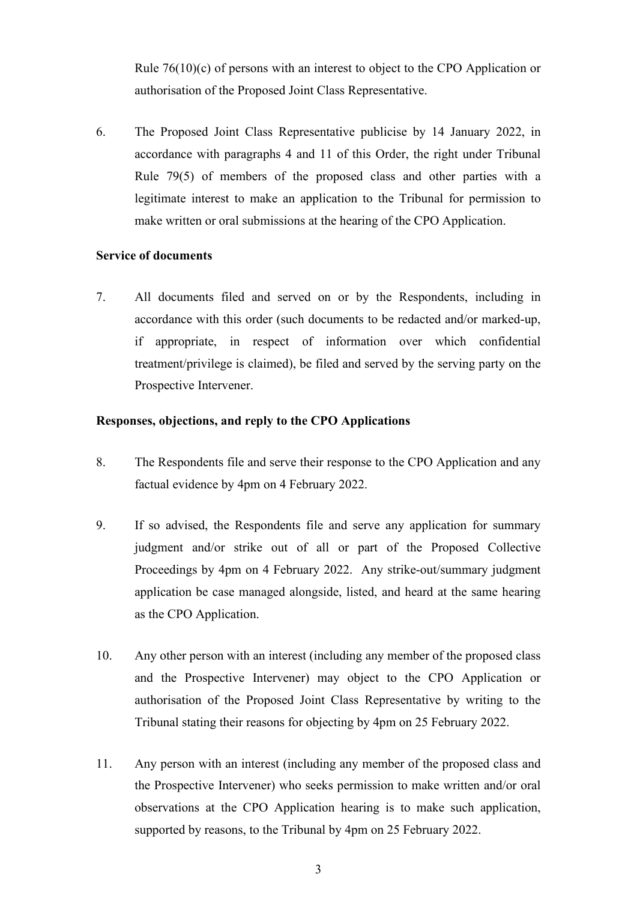Rule 76(10)(c) of persons with an interest to object to the CPO Application or authorisation of the Proposed Joint Class Representative.

6. The Proposed Joint Class Representative publicise by 14 January 2022, in accordance with paragraphs 4 and 11 of this Order, the right under Tribunal Rule 79(5) of members of the proposed class and other parties with a legitimate interest to make an application to the Tribunal for permission to make written or oral submissions at the hearing of the CPO Application.

**Service of documents**

7. All documents filed and served on or by the Respondents, including in accordance with this order (such documents to be redacted and/or marked-up, if appropriate, in respect of information over which confidential treatment/privilege is claimed), be filed and served by the serving party on the Prospective Intervener.

**Responses, objections, and reply to the CPO Applications**

8. The Respondents file and serve their response to the CPO Application and any factual evidence by 4pm on 4 February 2022.

9. If so advised, the Respondents file and serve any application for summary judgment and/or strike out of all or part of the Proposed Collective Proceedings by 4pm on 4 February 2022. Any strike-out/summary judgment application be case managed alongside, listed, and heard at the same hearing as the CPO Application.

10. Any other person with an interest (including any member of the proposed class and the Prospective Intervener) may object to the CPO Application or authorisation of the Proposed Joint Class Representative by writing to the Tribunal stating their reasons for objecting by 4pm on 25 February 2022.

11. Any person with an interest (including any member of the proposed class and the Prospective Intervener) who seeks permission to make written and/or oral observations at the CPO Application hearing is to make such application, supported by reasons, to the Tribunal by 4pm on 25 February 2022.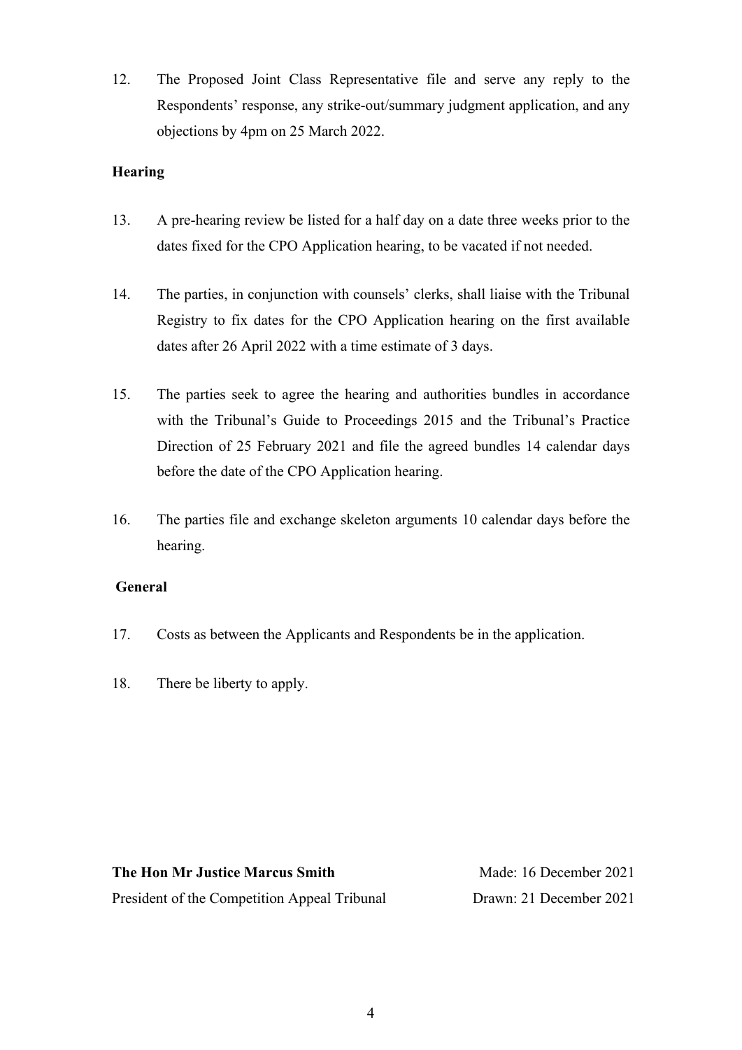12. The Proposed Joint Class Representative file and serve any reply to the Respondents' response, any strike-out/summary judgment application, and any objections by 4pm on 25 March 2022.

**Hearing**

13. A pre-hearing review be listed for a half day on a date three weeks prior to the dates fixed for the CPO Application hearing, to be vacated if not needed.

14. The parties, in conjunction with counsels' clerks, shall liaise with the Tribunal Registry to fix dates for the CPO Application hearing on the first available dates after 26 April 2022 with a time estimate of 3 days.

15. The parties seek to agree the hearing and authorities bundles in accordance with the Tribunal's Guide to Proceedings 2015 and the Tribunal's Practice Direction of 25 February 2021 and file the agreed bundles 14 calendar days before the date of the CPO Application hearing.

16. The parties file and exchange skeleton arguments 10 calendar days before the hearing.

**General**

17. Costs as between the Applicants and Respondents be in the application.

18. There be liberty to apply.

**The Hon Mr Justice Marcus Smith**
President of the Competition Appeal Tribunal

Made: 16 December 2021
Drawn: 21 December 2021